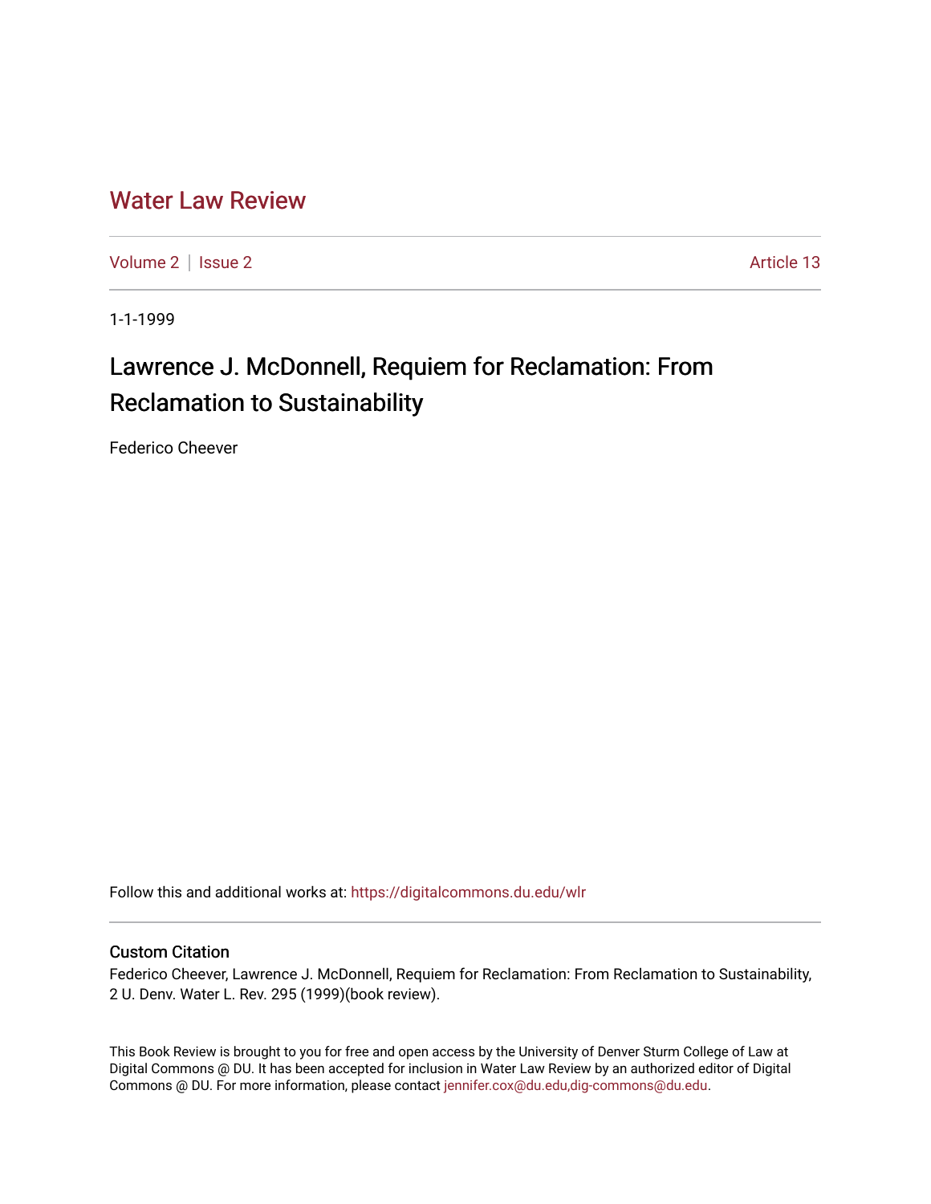# Water Law Review

Volume 2 | Issue 2 Article 13

1-1-1999

## Lawrence J. McDonnell, Requiem for Reclamation: From Reclamation to Sustainability

Federico Cheever

Follow this and additional works at: https://digitalcommons.du.edu/wlr

### Custom Citation

Federico Cheever, Lawrence J. McDonnell, Requiem for Reclamation: From Reclamation to Sustainability, 2 U. Denv. Water L. Rev. 295 (1999)(book review).

This Book Review is brought to you for free and open access by the University of Denver Sturm College of Law at Digital Commons @ DU. It has been accepted for inclusion in Water Law Review by an authorized editor of Digital Commons @ DU. For more information, please contact jennifer.cox@du.edu,dig-commons@du.edu.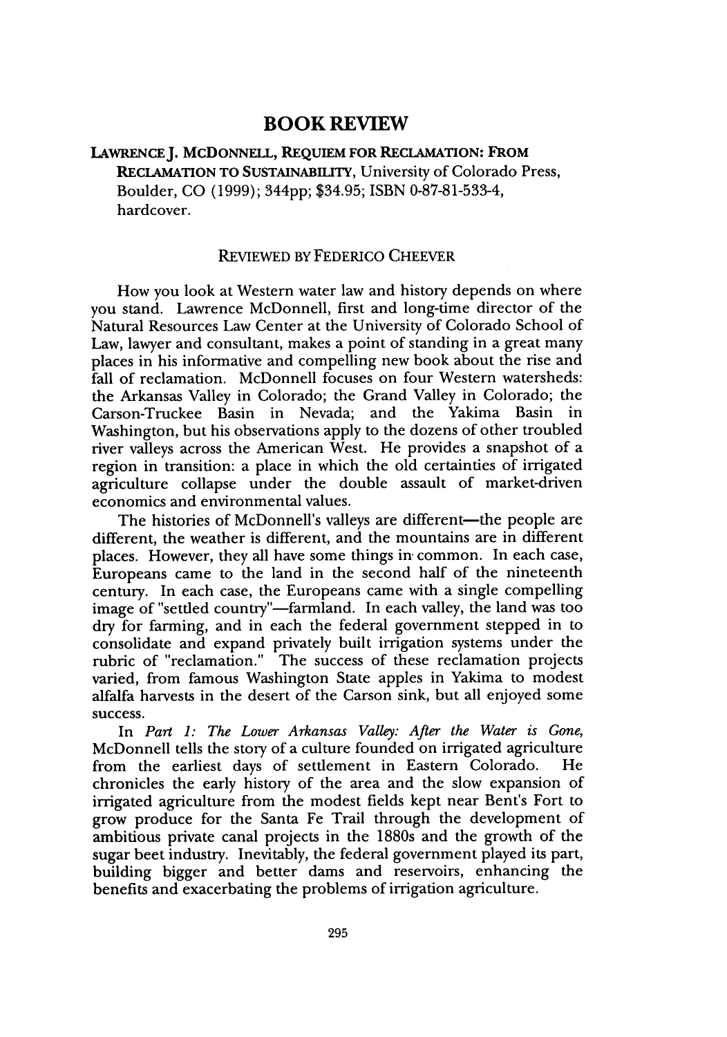# BOOK REVIEW

**LAWRENCE J. MCDONNELL, REQUIEM FOR RECLAMATION: FROM RECLAMATION TO SUSTAINABILITY**, University of Colorado Press, Boulder, CO (1999); 344pp; $34.95; ISBN 0-87-81-533-4, hardcover.

REVIEWED BY FEDERICO CHEEVER

How you look at Western water law and history depends on where you stand. Lawrence McDonnell, first and long-time director of the Natural Resources Law Center at the University of Colorado School of Law, lawyer and consultant, makes a point of standing in a great many places in his informative and compelling new book about the rise and fall of reclamation. McDonnell focuses on four Western watersheds: the Arkansas Valley in Colorado; the Grand Valley in Colorado; the Carson-Truckee Basin in Nevada; and the Yakima Basin in Washington, but his observations apply to the dozens of other troubled river valleys across the American West. He provides a snapshot of a region in transition: a place in which the old certainties of irrigated agriculture collapse under the double assault of market-driven economics and environmental values.

The histories of McDonnell's valleys are different—the people are different, the weather is different, and the mountains are in different places. However, they all have some things in common. In each case, Europeans came to the land in the second half of the nineteenth century. In each case, the Europeans came with a single compelling image of "settled country"—farmland. In each valley, the land was too dry for farming, and in each the federal government stepped in to consolidate and expand privately built irrigation systems under the rubric of "reclamation." The success of these reclamation projects varied, from famous Washington State apples in Yakima to modest alfalfa harvests in the desert of the Carson sink, but all enjoyed some success.

In *Part 1: The Lower Arkansas Valley: After the Water is Gone*, McDonnell tells the story of a culture founded on irrigated agriculture from the earliest days of settlement in Eastern Colorado. He chronicles the early history of the area and the slow expansion of irrigated agriculture from the modest fields kept near Bent's Fort to grow produce for the Santa Fe Trail through the development of ambitious private canal projects in the 1880s and the growth of the sugar beet industry. Inevitably, the federal government played its part, building bigger and better dams and reservoirs, enhancing the benefits and exacerbating the problems of irrigation agriculture.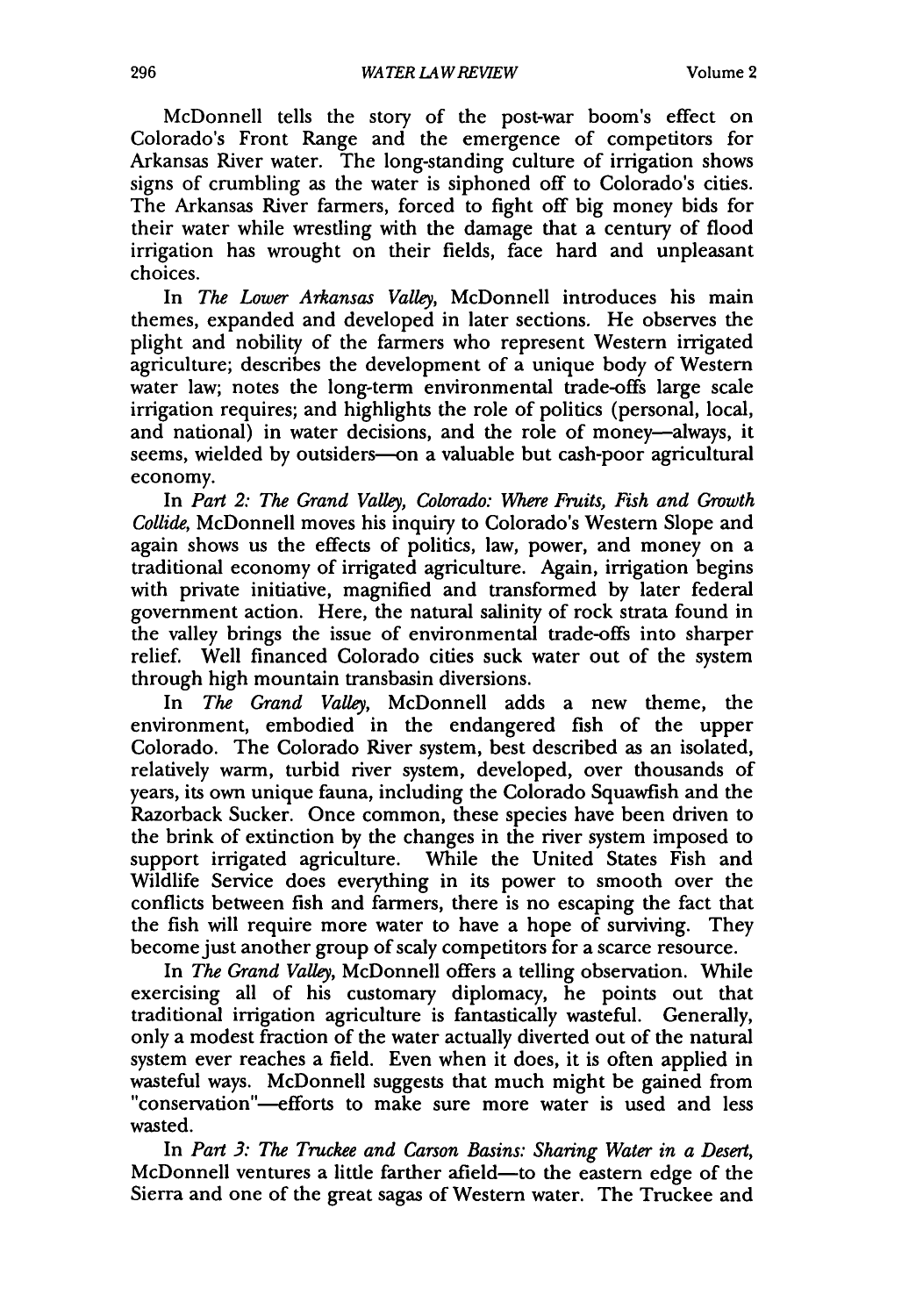McDonnell tells the story of the post-war boom's effect on Colorado's Front Range and the emergence of competitors for Arkansas River water. The long-standing culture of irrigation shows signs of crumbling as the water is siphoned off to Colorado's cities. The Arkansas River farmers, forced to fight off big money bids for their water while wrestling with the damage that a century of flood irrigation has wrought on their fields, face hard and unpleasant choices.

In *The Lower Arkansas Valley*, McDonnell introduces his main themes, expanded and developed in later sections. He observes the plight and nobility of the farmers who represent Western irrigated agriculture; describes the development of a unique body of Western water law; notes the long-term environmental trade-offs large scale irrigation requires; and highlights the role of politics (personal, local, and national) in water decisions, and the role of money—always, it seems, wielded by outsiders—on a valuable but cash-poor agricultural economy.

In *Part 2: The Grand Valley, Colorado: Where Fruits, Fish and Growth Collide*, McDonnell moves his inquiry to Colorado's Western Slope and again shows us the effects of politics, law, power, and money on a traditional economy of irrigated agriculture. Again, irrigation begins with private initiative, magnified and transformed by later federal government action. Here, the natural salinity of rock strata found in the valley brings the issue of environmental trade-offs into sharper relief. Well financed Colorado cities suck water out of the system through high mountain transbasin diversions.

In *The Grand Valley*, McDonnell adds a new theme, the environment, embodied in the endangered fish of the upper Colorado. The Colorado River system, best described as an isolated, relatively warm, turbid river system, developed, over thousands of years, its own unique fauna, including the Colorado Squawfish and the Razorback Sucker. Once common, these species have been driven to the brink of extinction by the changes in the river system imposed to support irrigated agriculture. While the United States Fish and Wildlife Service does everything in its power to smooth over the conflicts between fish and farmers, there is no escaping the fact that the fish will require more water to have a hope of surviving. They become just another group of scaly competitors for a scarce resource.

In *The Grand Valley*, McDonnell offers a telling observation. While exercising all of his customary diplomacy, he points out that traditional irrigation agriculture is fantastically wasteful. Generally, only a modest fraction of the water actually diverted out of the natural system ever reaches a field. Even when it does, it is often applied in wasteful ways. McDonnell suggests that much might be gained from "conservation"—efforts to make sure more water is used and less wasted.

In *Part 3: The Truckee and Carson Basins: Sharing Water in a Desert*, McDonnell ventures a little farther afield—to the eastern edge of the Sierra and one of the great sagas of Western water. The Truckee and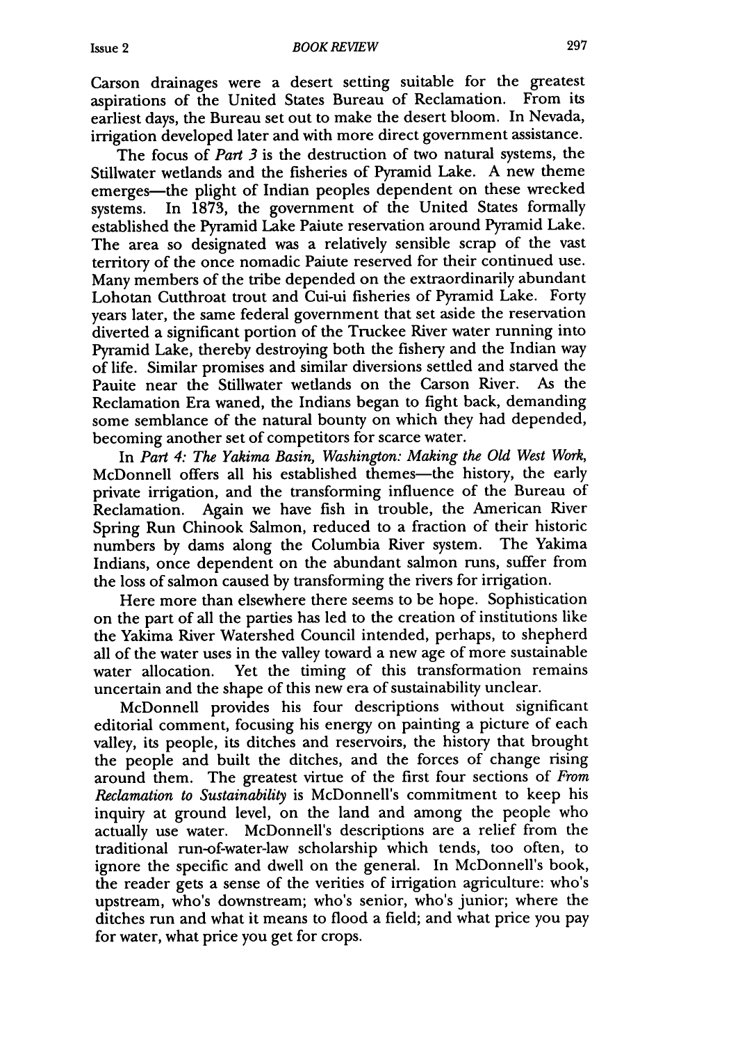Carson drainages were a desert setting suitable for the greatest aspirations of the United States Bureau of Reclamation. From its earliest days, the Bureau set out to make the desert bloom. In Nevada, irrigation developed later and with more direct government assistance.

The focus of *Part 3* is the destruction of two natural systems, the Stillwater wetlands and the fisheries of Pyramid Lake. A new theme emerges—the plight of Indian peoples dependent on these wrecked systems. In 1873, the government of the United States formally established the Pyramid Lake Paiute reservation around Pyramid Lake. The area so designated was a relatively sensible scrap of the vast territory of the once nomadic Paiute reserved for their continued use. Many members of the tribe depended on the extraordinarily abundant Lohotan Cutthroat trout and Cui-ui fisheries of Pyramid Lake. Forty years later, the same federal government that set aside the reservation diverted a significant portion of the Truckee River water running into Pyramid Lake, thereby destroying both the fishery and the Indian way of life. Similar promises and similar diversions settled and starved the Pauite near the Stillwater wetlands on the Carson River. As the Reclamation Era waned, the Indians began to fight back, demanding some semblance of the natural bounty on which they had depended, becoming another set of competitors for scarce water.

In *Part 4: The Yakima Basin, Washington: Making the Old West Work*, McDonnell offers all his established themes—the history, the early private irrigation, and the transforming influence of the Bureau of Reclamation. Again we have fish in trouble, the American River Spring Run Chinook Salmon, reduced to a fraction of their historic numbers by dams along the Columbia River system. The Yakima Indians, once dependent on the abundant salmon runs, suffer from the loss of salmon caused by transforming the rivers for irrigation.

Here more than elsewhere there seems to be hope. Sophistication on the part of all the parties has led to the creation of institutions like the Yakima River Watershed Council intended, perhaps, to shepherd all of the water uses in the valley toward a new age of more sustainable water allocation. Yet the timing of this transformation remains uncertain and the shape of this new era of sustainability unclear.

McDonnell provides his four descriptions without significant editorial comment, focusing his energy on painting a picture of each valley, its people, its ditches and reservoirs, the history that brought the people and built the ditches, and the forces of change rising around them. The greatest virtue of the first four sections of *From Reclamation to Sustainability* is McDonnell's commitment to keep his inquiry at ground level, on the land and among the people who actually use water. McDonnell's descriptions are a relief from the traditional run-of-water-law scholarship which tends, too often, to ignore the specific and dwell on the general. In McDonnell's book, the reader gets a sense of the verities of irrigation agriculture: who's upstream, who's downstream; who's senior, who's junior; where the ditches run and what it means to flood a field; and what price you pay for water, what price you get for crops.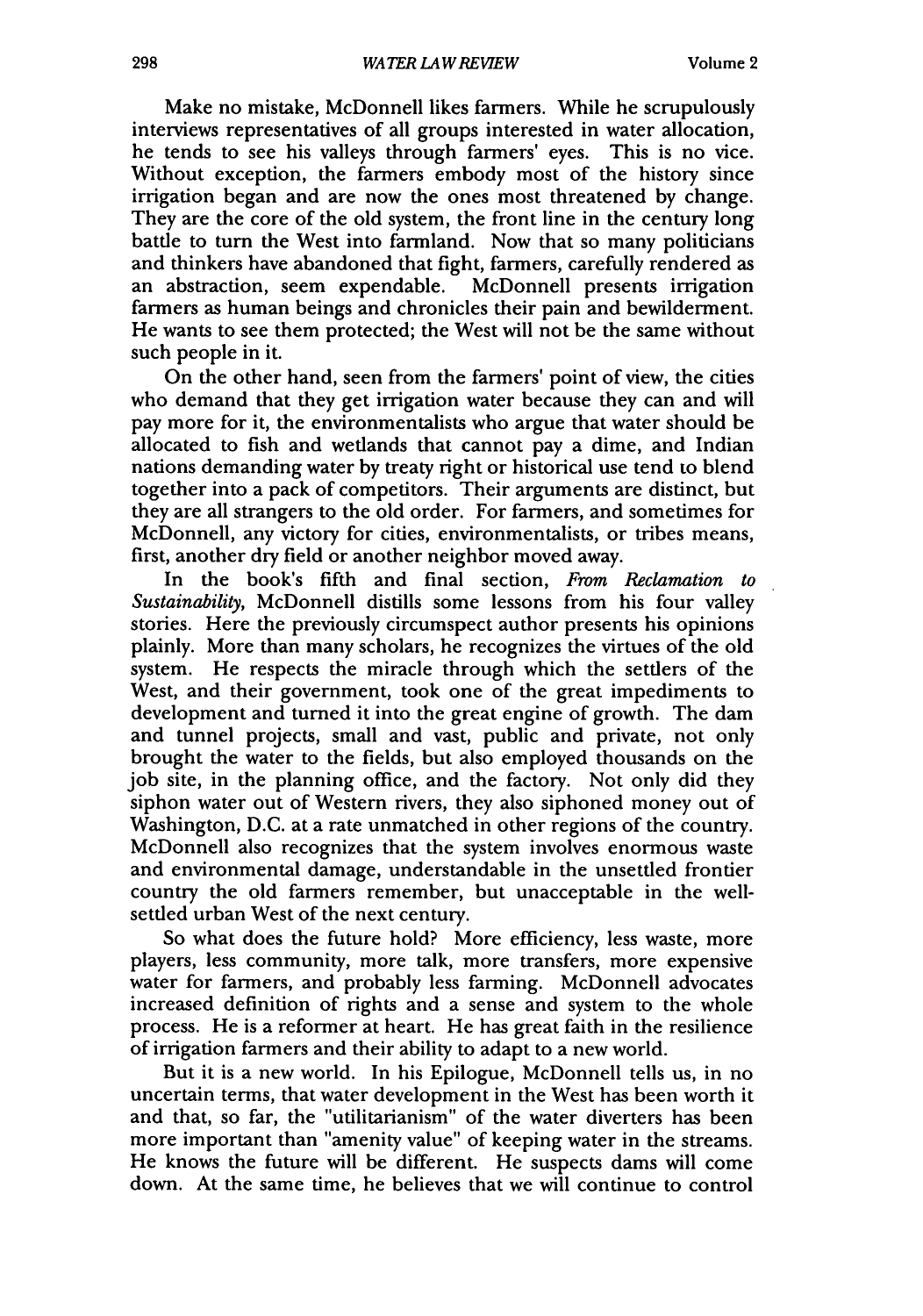Make no mistake, McDonnell likes farmers. While he scrupulously interviews representatives of all groups interested in water allocation, he tends to see his valleys through farmers' eyes. This is no vice. Without exception, the farmers embody most of the history since irrigation began and are now the ones most threatened by change. They are the core of the old system, the front line in the century long battle to turn the West into farmland. Now that so many politicians and thinkers have abandoned that fight, farmers, carefully rendered as an abstraction, seem expendable. McDonnell presents irrigation farmers as human beings and chronicles their pain and bewilderment. He wants to see them protected; the West will not be the same without such people in it.

On the other hand, seen from the farmers' point of view, the cities who demand that they get irrigation water because they can and will pay more for it, the environmentalists who argue that water should be allocated to fish and wetlands that cannot pay a dime, and Indian nations demanding water by treaty right or historical use tend to blend together into a pack of competitors. Their arguments are distinct, but they are all strangers to the old order. For farmers, and sometimes for McDonnell, any victory for cities, environmentalists, or tribes means, first, another dry field or another neighbor moved away.

In the book's fifth and final section, *From Reclamation to Sustainability*, McDonnell distills some lessons from his four valley stories. Here the previously circumspect author presents his opinions plainly. More than many scholars, he recognizes the virtues of the old system. He respects the miracle through which the settlers of the West, and their government, took one of the great impediments to development and turned it into the great engine of growth. The dam and tunnel projects, small and vast, public and private, not only brought the water to the fields, but also employed thousands on the job site, in the planning office, and the factory. Not only did they siphon water out of Western rivers, they also siphoned money out of Washington, D.C. at a rate unmatched in other regions of the country. McDonnell also recognizes that the system involves enormous waste and environmental damage, understandable in the unsettled frontier country the old farmers remember, but unacceptable in the well-settled urban West of the next century.

So what does the future hold? More efficiency, less waste, more players, less community, more talk, more transfers, more expensive water for farmers, and probably less farming. McDonnell advocates increased definition of rights and a sense and system to the whole process. He is a reformer at heart. He has great faith in the resilience of irrigation farmers and their ability to adapt to a new world.

But it is a new world. In his Epilogue, McDonnell tells us, in no uncertain terms, that water development in the West has been worth it and that, so far, the "utilitarianism" of the water diverters has been more important than "amenity value" of keeping water in the streams. He knows the future will be different. He suspects dams will come down. At the same time, he believes that we will continue to control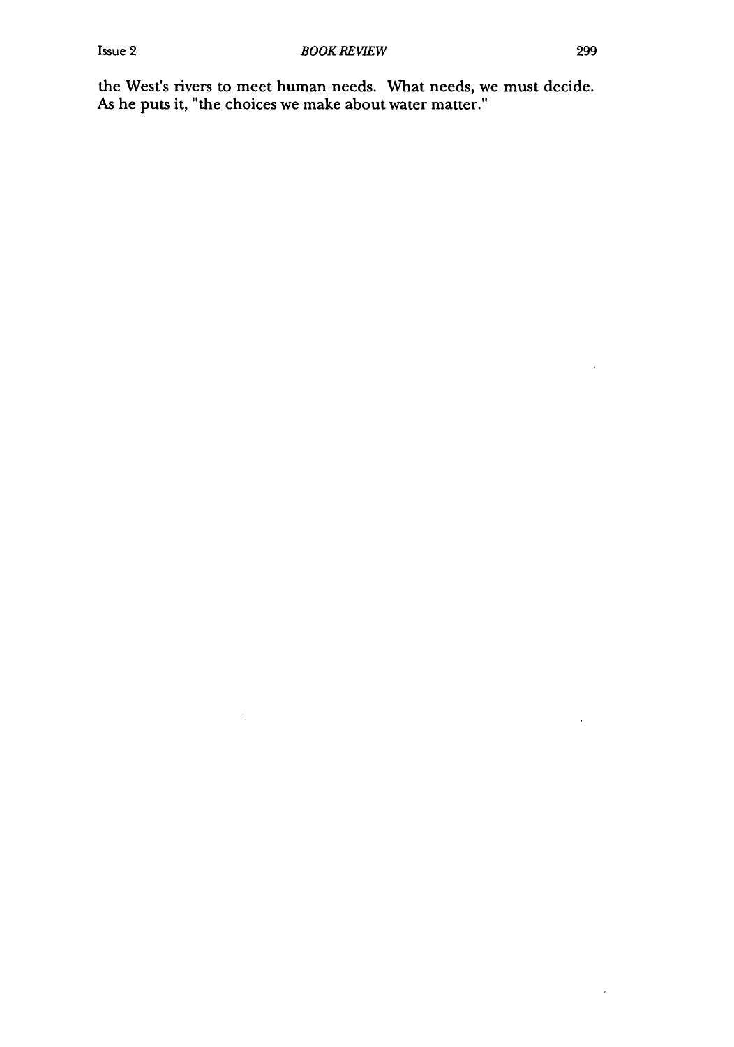the West's rivers to meet human needs. What needs, we must decide. As he puts it, "the choices we make about water matter."